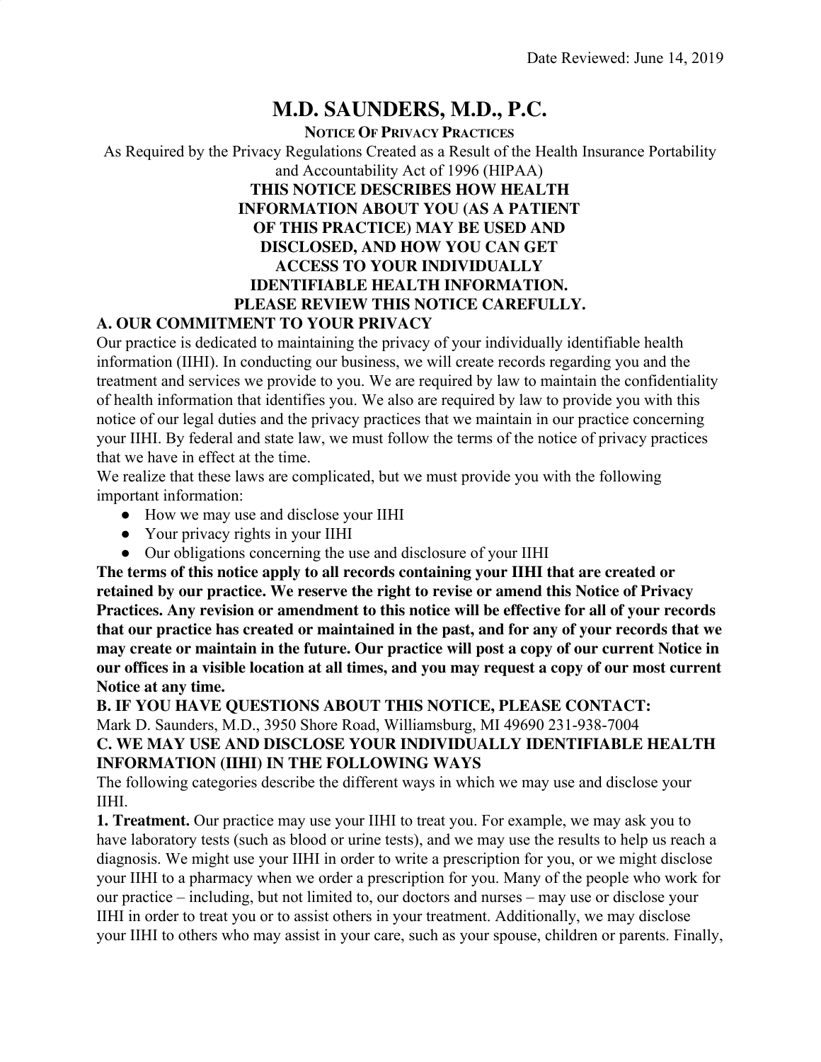Date Reviewed: June 14, 2019

# M.D. SAUNDERS, M.D., P.C.

**NOTICE OF PRIVACY PRACTICES**

As Required by the Privacy Regulations Created as a Result of the Health Insurance Portability and Accountability Act of 1996 (HIPAA)

**THIS NOTICE DESCRIBES HOW HEALTH INFORMATION ABOUT YOU (AS A PATIENT OF THIS PRACTICE) MAY BE USED AND DISCLOSED, AND HOW YOU CAN GET ACCESS TO YOUR INDIVIDUALLY IDENTIFIABLE HEALTH INFORMATION. PLEASE REVIEW THIS NOTICE CAREFULLY.**

## A. OUR COMMITMENT TO YOUR PRIVACY

Our practice is dedicated to maintaining the privacy of your individually identifiable health information (IIHI). In conducting our business, we will create records regarding you and the treatment and services we provide to you. We are required by law to maintain the confidentiality of health information that identifies you. We also are required by law to provide you with this notice of our legal duties and the privacy practices that we maintain in our practice concerning your IIHI. By federal and state law, we must follow the terms of the notice of privacy practices that we have in effect at the time.

We realize that these laws are complicated, but we must provide you with the following important information:

- How we may use and disclose your IIHI
- Your privacy rights in your IIHI
- Our obligations concerning the use and disclosure of your IIHI

**The terms of this notice apply to all records containing your IIHI that are created or retained by our practice. We reserve the right to revise or amend this Notice of Privacy Practices. Any revision or amendment to this notice will be effective for all of your records that our practice has created or maintained in the past, and for any of your records that we may create or maintain in the future. Our practice will post a copy of our current Notice in our offices in a visible location at all times, and you may request a copy of our most current Notice at any time.**

## B. IF YOU HAVE QUESTIONS ABOUT THIS NOTICE, PLEASE CONTACT:

Mark D. Saunders, M.D., 3950 Shore Road, Williamsburg, MI 49690 231-938-7004

## C. WE MAY USE AND DISCLOSE YOUR INDIVIDUALLY IDENTIFIABLE HEALTH INFORMATION (IIHI) IN THE FOLLOWING WAYS

The following categories describe the different ways in which we may use and disclose your IIHI.

**1. Treatment.** Our practice may use your IIHI to treat you. For example, we may ask you to have laboratory tests (such as blood or urine tests), and we may use the results to help us reach a diagnosis. We might use your IIHI in order to write a prescription for you, or we might disclose your IIHI to a pharmacy when we order a prescription for you. Many of the people who work for our practice – including, but not limited to, our doctors and nurses – may use or disclose your IIHI in order to treat you or to assist others in your treatment. Additionally, we may disclose your IIHI to others who may assist in your care, such as your spouse, children or parents. Finally,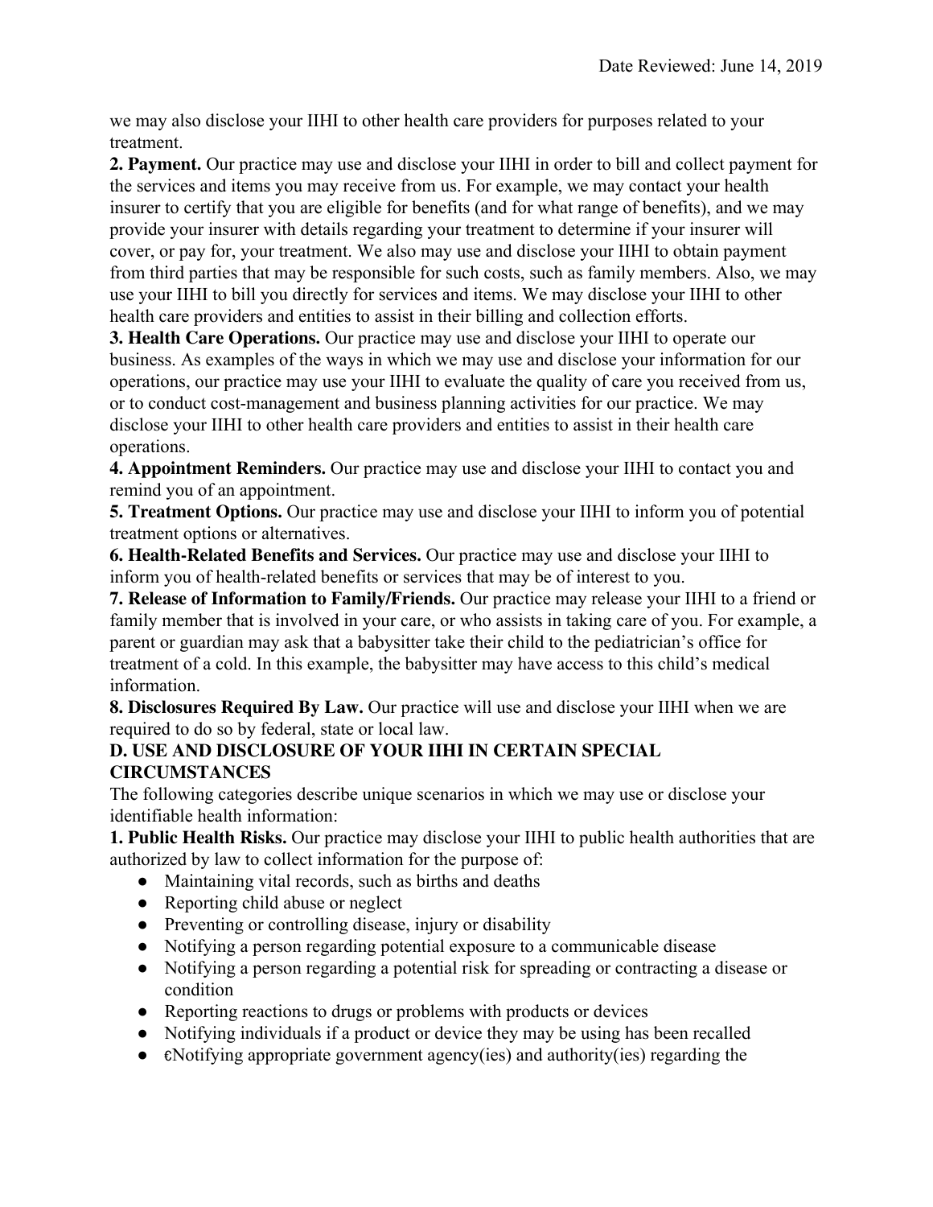we may also disclose your IIHI to other health care providers for purposes related to your treatment.

**2. Payment.** Our practice may use and disclose your IIHI in order to bill and collect payment for the services and items you may receive from us. For example, we may contact your health insurer to certify that you are eligible for benefits (and for what range of benefits), and we may provide your insurer with details regarding your treatment to determine if your insurer will cover, or pay for, your treatment. We also may use and disclose your IIHI to obtain payment from third parties that may be responsible for such costs, such as family members. Also, we may use your IIHI to bill you directly for services and items. We may disclose your IIHI to other health care providers and entities to assist in their billing and collection efforts.

**3. Health Care Operations.** Our practice may use and disclose your IIHI to operate our business. As examples of the ways in which we may use and disclose your information for our operations, our practice may use your IIHI to evaluate the quality of care you received from us, or to conduct cost-management and business planning activities for our practice. We may disclose your IIHI to other health care providers and entities to assist in their health care operations.

**4. Appointment Reminders.** Our practice may use and disclose your IIHI to contact you and remind you of an appointment.

**5. Treatment Options.** Our practice may use and disclose your IIHI to inform you of potential treatment options or alternatives.

**6. Health-Related Benefits and Services.** Our practice may use and disclose your IIHI to inform you of health-related benefits or services that may be of interest to you.

**7. Release of Information to Family/Friends.** Our practice may release your IIHI to a friend or family member that is involved in your care, or who assists in taking care of you. For example, a parent or guardian may ask that a babysitter take their child to the pediatrician's office for treatment of a cold. In this example, the babysitter may have access to this child's medical information.

**8. Disclosures Required By Law.** Our practice will use and disclose your IIHI when we are required to do so by federal, state or local law.

**D. USE AND DISCLOSURE OF YOUR IIHI IN CERTAIN SPECIAL CIRCUMSTANCES**

The following categories describe unique scenarios in which we may use or disclose your identifiable health information:

**1. Public Health Risks.** Our practice may disclose your IIHI to public health authorities that are authorized by law to collect information for the purpose of:

- Maintaining vital records, such as births and deaths
- Reporting child abuse or neglect
- Preventing or controlling disease, injury or disability
- Notifying a person regarding potential exposure to a communicable disease
- Notifying a person regarding a potential risk for spreading or contracting a disease or condition
- Reporting reactions to drugs or problems with products or devices
- Notifying individuals if a product or device they may be using has been recalled
- €Notifying appropriate government agency(ies) and authority(ies) regarding the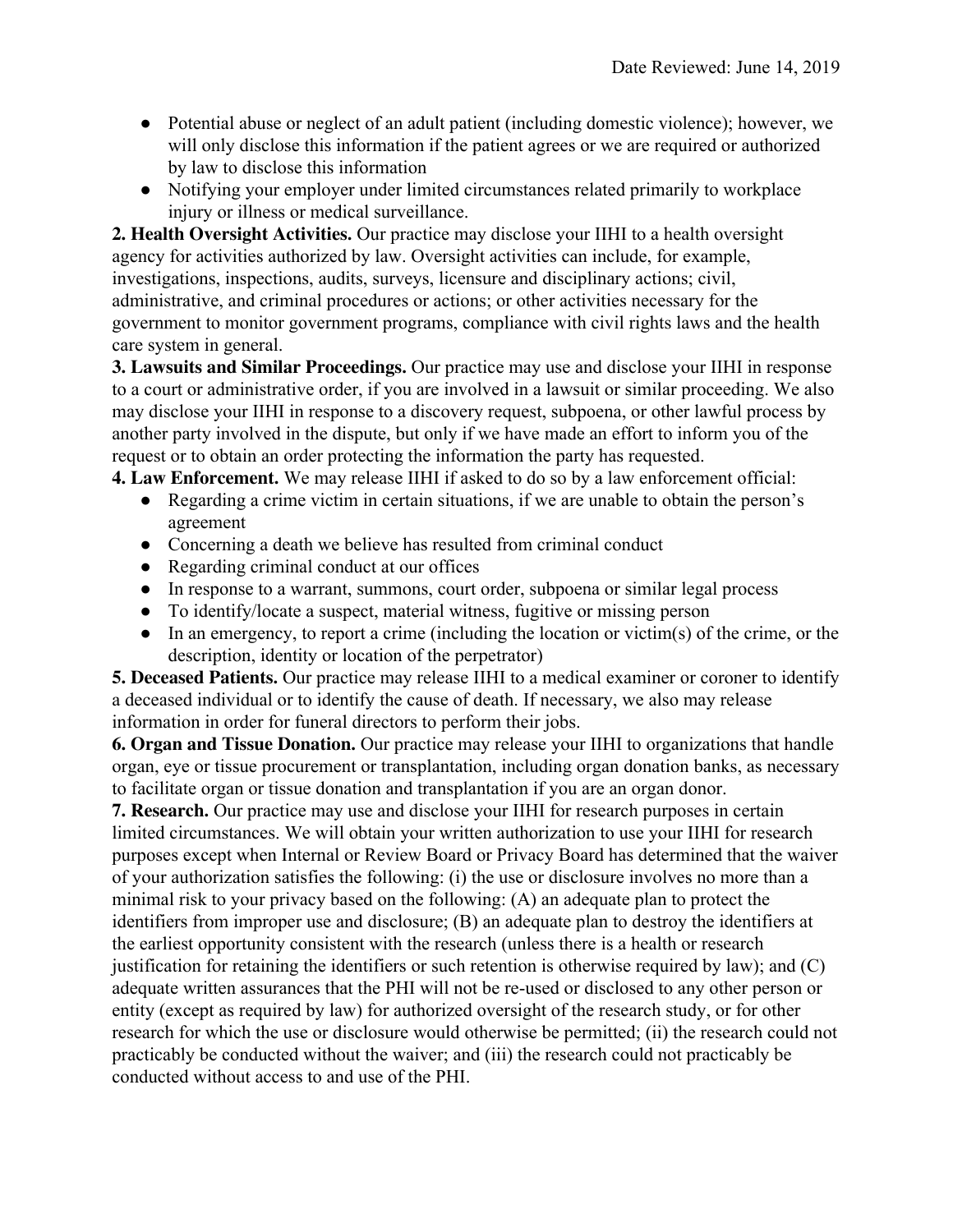- Potential abuse or neglect of an adult patient (including domestic violence); however, we will only disclose this information if the patient agrees or we are required or authorized by law to disclose this information
- Notifying your employer under limited circumstances related primarily to workplace injury or illness or medical surveillance.

**2. Health Oversight Activities.** Our practice may disclose your IIHI to a health oversight agency for activities authorized by law. Oversight activities can include, for example, investigations, inspections, audits, surveys, licensure and disciplinary actions; civil, administrative, and criminal procedures or actions; or other activities necessary for the government to monitor government programs, compliance with civil rights laws and the health care system in general.

**3. Lawsuits and Similar Proceedings.** Our practice may use and disclose your IIHI in response to a court or administrative order, if you are involved in a lawsuit or similar proceeding. We also may disclose your IIHI in response to a discovery request, subpoena, or other lawful process by another party involved in the dispute, but only if we have made an effort to inform you of the request or to obtain an order protecting the information the party has requested.

**4. Law Enforcement.** We may release IIHI if asked to do so by a law enforcement official:

- Regarding a crime victim in certain situations, if we are unable to obtain the person's agreement
- Concerning a death we believe has resulted from criminal conduct
- Regarding criminal conduct at our offices
- In response to a warrant, summons, court order, subpoena or similar legal process
- To identify/locate a suspect, material witness, fugitive or missing person
- In an emergency, to report a crime (including the location or victim(s) of the crime, or the description, identity or location of the perpetrator)

**5. Deceased Patients.** Our practice may release IIHI to a medical examiner or coroner to identify a deceased individual or to identify the cause of death. If necessary, we also may release information in order for funeral directors to perform their jobs.

**6. Organ and Tissue Donation.** Our practice may release your IIHI to organizations that handle organ, eye or tissue procurement or transplantation, including organ donation banks, as necessary to facilitate organ or tissue donation and transplantation if you are an organ donor.

**7. Research.** Our practice may use and disclose your IIHI for research purposes in certain limited circumstances. We will obtain your written authorization to use your IIHI for research purposes except when Internal or Review Board or Privacy Board has determined that the waiver of your authorization satisfies the following: (i) the use or disclosure involves no more than a minimal risk to your privacy based on the following: (A) an adequate plan to protect the identifiers from improper use and disclosure; (B) an adequate plan to destroy the identifiers at the earliest opportunity consistent with the research (unless there is a health or research justification for retaining the identifiers or such retention is otherwise required by law); and (C) adequate written assurances that the PHI will not be re-used or disclosed to any other person or entity (except as required by law) for authorized oversight of the research study, or for other research for which the use or disclosure would otherwise be permitted; (ii) the research could not practicably be conducted without the waiver; and (iii) the research could not practicably be conducted without access to and use of the PHI.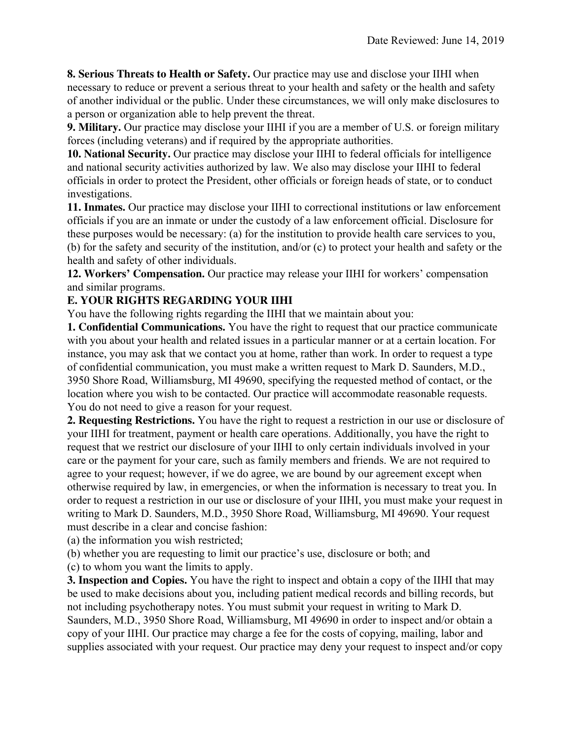**8. Serious Threats to Health or Safety.** Our practice may use and disclose your IIHI when necessary to reduce or prevent a serious threat to your health and safety or the health and safety of another individual or the public. Under these circumstances, we will only make disclosures to a person or organization able to help prevent the threat.

**9. Military.** Our practice may disclose your IIHI if you are a member of U.S. or foreign military forces (including veterans) and if required by the appropriate authorities.

**10. National Security.** Our practice may disclose your IIHI to federal officials for intelligence and national security activities authorized by law. We also may disclose your IIHI to federal officials in order to protect the President, other officials or foreign heads of state, or to conduct investigations.

**11. Inmates.** Our practice may disclose your IIHI to correctional institutions or law enforcement officials if you are an inmate or under the custody of a law enforcement official. Disclosure for these purposes would be necessary: (a) for the institution to provide health care services to you, (b) for the safety and security of the institution, and/or (c) to protect your health and safety or the health and safety of other individuals.

**12. Workers' Compensation.** Our practice may release your IIHI for workers' compensation and similar programs.

## E. YOUR RIGHTS REGARDING YOUR IIHI

You have the following rights regarding the IIHI that we maintain about you:

**1. Confidential Communications.** You have the right to request that our practice communicate with you about your health and related issues in a particular manner or at a certain location. For instance, you may ask that we contact you at home, rather than work. In order to request a type of confidential communication, you must make a written request to Mark D. Saunders, M.D., 3950 Shore Road, Williamsburg, MI 49690, specifying the requested method of contact, or the location where you wish to be contacted. Our practice will accommodate reasonable requests. You do not need to give a reason for your request.

**2. Requesting Restrictions.** You have the right to request a restriction in our use or disclosure of your IIHI for treatment, payment or health care operations. Additionally, you have the right to request that we restrict our disclosure of your IIHI to only certain individuals involved in your care or the payment for your care, such as family members and friends. We are not required to agree to your request; however, if we do agree, we are bound by our agreement except when otherwise required by law, in emergencies, or when the information is necessary to treat you. In order to request a restriction in our use or disclosure of your IIHI, you must make your request in writing to Mark D. Saunders, M.D., 3950 Shore Road, Williamsburg, MI 49690. Your request must describe in a clear and concise fashion:

(a) the information you wish restricted;
(b) whether you are requesting to limit our practice's use, disclosure or both; and
(c) to whom you want the limits to apply.

**3. Inspection and Copies.** You have the right to inspect and obtain a copy of the IIHI that may be used to make decisions about you, including patient medical records and billing records, but not including psychotherapy notes. You must submit your request in writing to Mark D. Saunders, M.D., 3950 Shore Road, Williamsburg, MI 49690 in order to inspect and/or obtain a copy of your IIHI. Our practice may charge a fee for the costs of copying, mailing, labor and supplies associated with your request. Our practice may deny your request to inspect and/or copy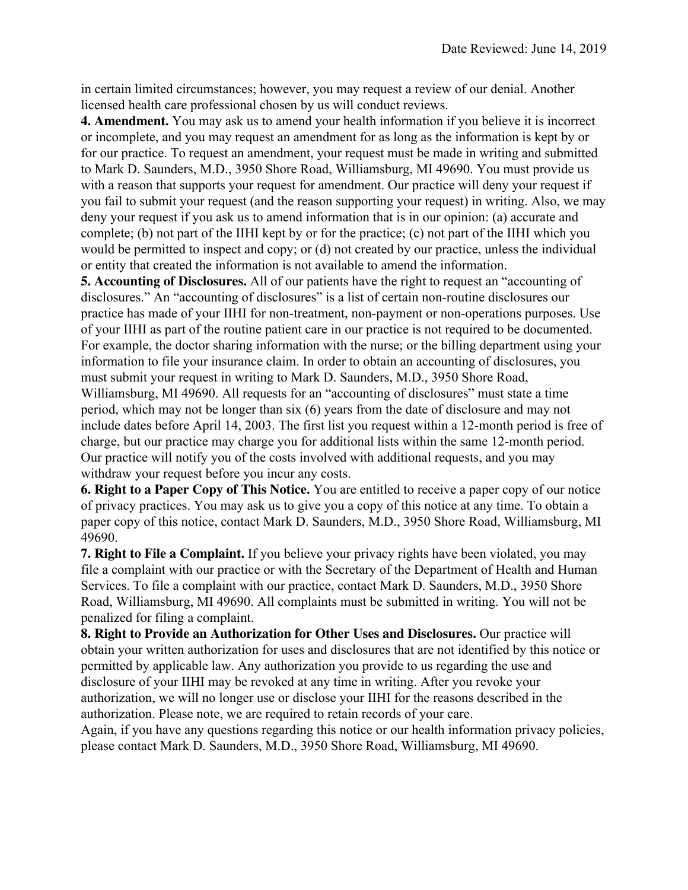in certain limited circumstances; however, you may request a review of our denial. Another licensed health care professional chosen by us will conduct reviews.

**4. Amendment.** You may ask us to amend your health information if you believe it is incorrect or incomplete, and you may request an amendment for as long as the information is kept by or for our practice. To request an amendment, your request must be made in writing and submitted to Mark D. Saunders, M.D., 3950 Shore Road, Williamsburg, MI 49690. You must provide us with a reason that supports your request for amendment. Our practice will deny your request if you fail to submit your request (and the reason supporting your request) in writing. Also, we may deny your request if you ask us to amend information that is in our opinion: (a) accurate and complete; (b) not part of the IIHI kept by or for the practice; (c) not part of the IIHI which you would be permitted to inspect and copy; or (d) not created by our practice, unless the individual or entity that created the information is not available to amend the information.

**5. Accounting of Disclosures.** All of our patients have the right to request an "accounting of disclosures." An "accounting of disclosures" is a list of certain non-routine disclosures our practice has made of your IIHI for non-treatment, non-payment or non-operations purposes. Use of your IIHI as part of the routine patient care in our practice is not required to be documented. For example, the doctor sharing information with the nurse; or the billing department using your information to file your insurance claim. In order to obtain an accounting of disclosures, you must submit your request in writing to Mark D. Saunders, M.D., 3950 Shore Road, Williamsburg, MI 49690. All requests for an "accounting of disclosures" must state a time period, which may not be longer than six (6) years from the date of disclosure and may not include dates before April 14, 2003. The first list you request within a 12-month period is free of charge, but our practice may charge you for additional lists within the same 12-month period. Our practice will notify you of the costs involved with additional requests, and you may withdraw your request before you incur any costs.

**6. Right to a Paper Copy of This Notice.** You are entitled to receive a paper copy of our notice of privacy practices. You may ask us to give you a copy of this notice at any time. To obtain a paper copy of this notice, contact Mark D. Saunders, M.D., 3950 Shore Road, Williamsburg, MI 49690.

**7. Right to File a Complaint.** If you believe your privacy rights have been violated, you may file a complaint with our practice or with the Secretary of the Department of Health and Human Services. To file a complaint with our practice, contact Mark D. Saunders, M.D., 3950 Shore Road, Williamsburg, MI 49690. All complaints must be submitted in writing. You will not be penalized for filing a complaint.

**8. Right to Provide an Authorization for Other Uses and Disclosures.** Our practice will obtain your written authorization for uses and disclosures that are not identified by this notice or permitted by applicable law. Any authorization you provide to us regarding the use and disclosure of your IIHI may be revoked at any time in writing. After you revoke your authorization, we will no longer use or disclose your IIHI for the reasons described in the authorization. Please note, we are required to retain records of your care.

Again, if you have any questions regarding this notice or our health information privacy policies, please contact Mark D. Saunders, M.D., 3950 Shore Road, Williamsburg, MI 49690.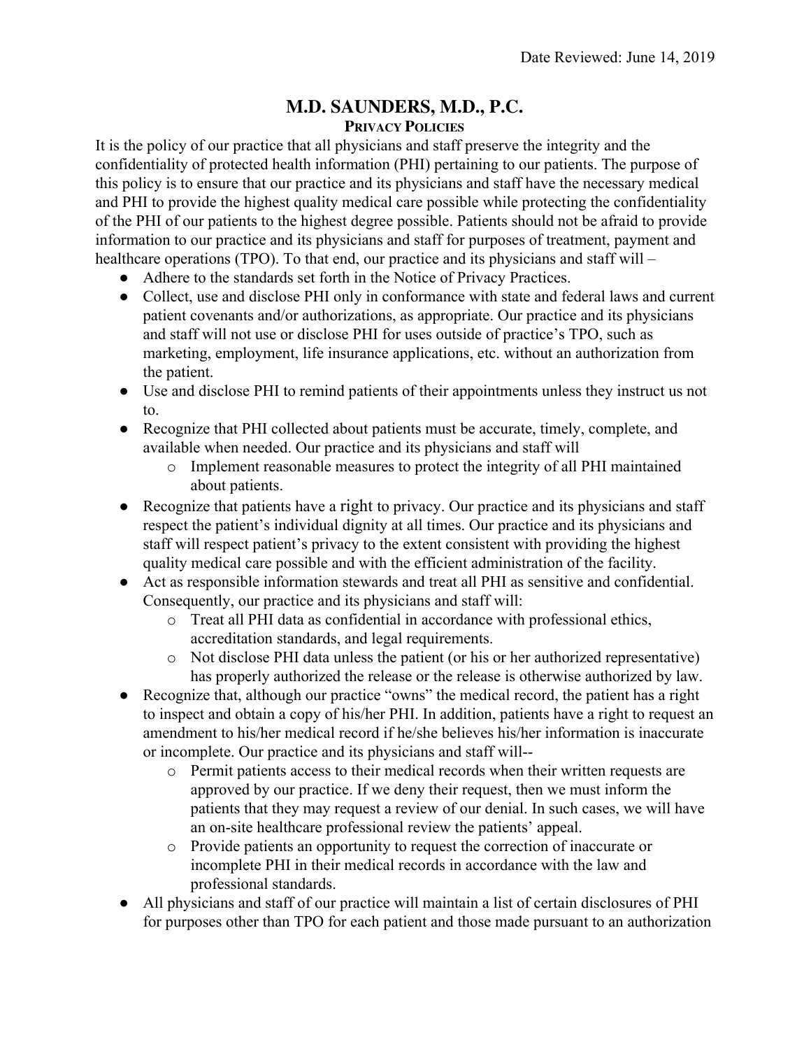Date Reviewed: June 14, 2019

# M.D. SAUNDERS, M.D., P.C.

## PRIVACY POLICIES

It is the policy of our practice that all physicians and staff preserve the integrity and the confidentiality of protected health information (PHI) pertaining to our patients. The purpose of this policy is to ensure that our practice and its physicians and staff have the necessary medical and PHI to provide the highest quality medical care possible while protecting the confidentiality of the PHI of our patients to the highest degree possible. Patients should not be afraid to provide information to our practice and its physicians and staff for purposes of treatment, payment and healthcare operations (TPO). To that end, our practice and its physicians and staff will –

- Adhere to the standards set forth in the Notice of Privacy Practices.
- Collect, use and disclose PHI only in conformance with state and federal laws and current patient covenants and/or authorizations, as appropriate. Our practice and its physicians and staff will not use or disclose PHI for uses outside of practice's TPO, such as marketing, employment, life insurance applications, etc. without an authorization from the patient.
- Use and disclose PHI to remind patients of their appointments unless they instruct us not to.
- Recognize that PHI collected about patients must be accurate, timely, complete, and available when needed. Our practice and its physicians and staff will
  - Implement reasonable measures to protect the integrity of all PHI maintained about patients.
- Recognize that patients have a right to privacy. Our practice and its physicians and staff respect the patient's individual dignity at all times. Our practice and its physicians and staff will respect patient's privacy to the extent consistent with providing the highest quality medical care possible and with the efficient administration of the facility.
- Act as responsible information stewards and treat all PHI as sensitive and confidential. Consequently, our practice and its physicians and staff will:
  - Treat all PHI data as confidential in accordance with professional ethics, accreditation standards, and legal requirements.
  - Not disclose PHI data unless the patient (or his or her authorized representative) has properly authorized the release or the release is otherwise authorized by law.
- Recognize that, although our practice "owns" the medical record, the patient has a right to inspect and obtain a copy of his/her PHI. In addition, patients have a right to request an amendment to his/her medical record if he/she believes his/her information is inaccurate or incomplete. Our practice and its physicians and staff will--
  - Permit patients access to their medical records when their written requests are approved by our practice. If we deny their request, then we must inform the patients that they may request a review of our denial. In such cases, we will have an on-site healthcare professional review the patients' appeal.
  - Provide patients an opportunity to request the correction of inaccurate or incomplete PHI in their medical records in accordance with the law and professional standards.
- All physicians and staff of our practice will maintain a list of certain disclosures of PHI for purposes other than TPO for each patient and those made pursuant to an authorization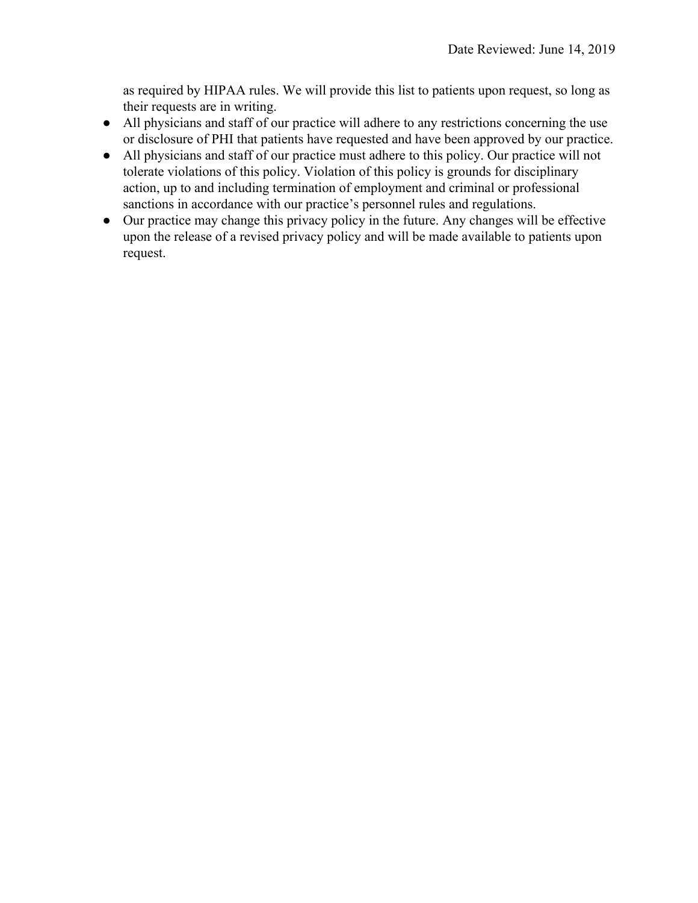as required by HIPAA rules. We will provide this list to patients upon request, so long as their requests are in writing.

- All physicians and staff of our practice will adhere to any restrictions concerning the use or disclosure of PHI that patients have requested and have been approved by our practice.
- All physicians and staff of our practice must adhere to this policy. Our practice will not tolerate violations of this policy. Violation of this policy is grounds for disciplinary action, up to and including termination of employment and criminal or professional sanctions in accordance with our practice's personnel rules and regulations.
- Our practice may change this privacy policy in the future. Any changes will be effective upon the release of a revised privacy policy and will be made available to patients upon request.